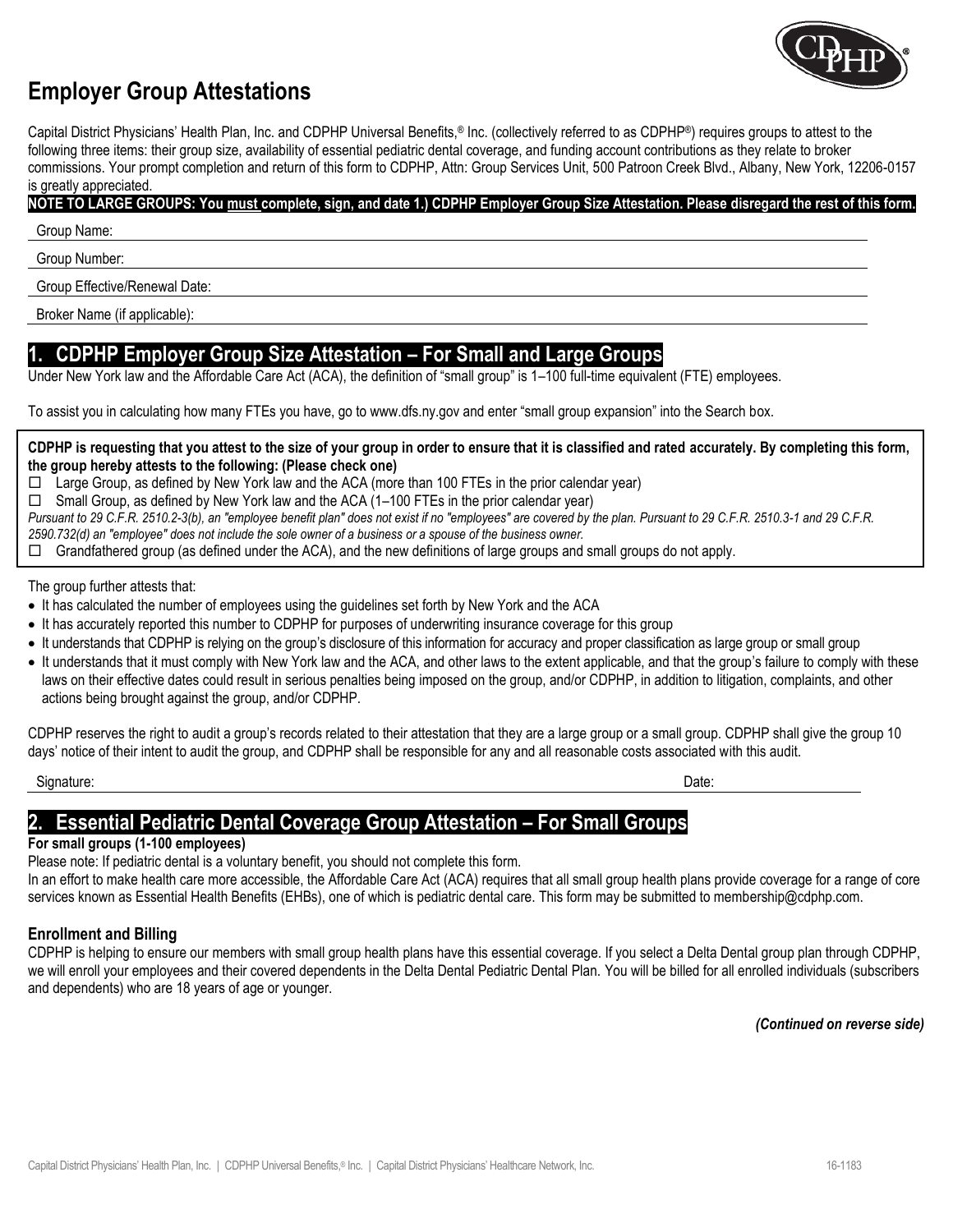# Employer Group Attestations

Capital District Physicians' Health Plan, Inc. and CDPHP Universal Benefits,® Inc. (collectively referred to as CDPHP®) requires groups to attest to the following three items: their group size, availability of essential pediatric dental coverage, and funding account contributions as they relate to broker commissions. Your prompt completion and return of this form to CDPHP, Attn: Group Services Unit, 500 Patroon Creek Blvd., Albany, New York, 12206-0157 is greatly appreciated.

**NOTE TO LARGE GROUPS: You must complete, sign, and date 1.) CDPHP Employer Group Size Attestation. Please disregard the rest of this form.**

Group Name:

Group Number:

Group Effective/Renewal Date:

Broker Name (if applicable):

## 1. CDPHP Employer Group Size Attestation – For Small and Large Groups

Under New York law and the Affordable Care Act (ACA), the definition of "small group" is 1–100 full-time equivalent (FTE) employees.

To assist you in calculating how many FTEs you have, go to www.dfs.ny.gov and enter "small group expansion" into the Search box.

**CDPHP is requesting that you attest to the size of your group in order to ensure that it is classified and rated accurately. By completing this form, the group hereby attests to the following: (Please check one)**

☐ Large Group, as defined by New York law and the ACA (more than 100 FTEs in the prior calendar year)

☐ Small Group, as defined by New York law and the ACA (1–100 FTEs in the prior calendar year)

*Pursuant to 29 C.F.R. 2510.2-3(b), an "employee benefit plan" does not exist if no "employees" are covered by the plan. Pursuant to 29 C.F.R. 2510.3-1 and 29 C.F.R. 2590.732(d) an "employee" does not include the sole owner of a business or a spouse of the business owner.*

☐ Grandfathered group (as defined under the ACA), and the new definitions of large groups and small groups do not apply.

The group further attests that:

- It has calculated the number of employees using the guidelines set forth by New York and the ACA
- It has accurately reported this number to CDPHP for purposes of underwriting insurance coverage for this group
- It understands that CDPHP is relying on the group's disclosure of this information for accuracy and proper classification as large group or small group
- It understands that it must comply with New York law and the ACA, and other laws to the extent applicable, and that the group's failure to comply with these laws on their effective dates could result in serious penalties being imposed on the group, and/or CDPHP, in addition to litigation, complaints, and other actions being brought against the group, and/or CDPHP.

CDPHP reserves the right to audit a group's records related to their attestation that they are a large group or a small group. CDPHP shall give the group 10 days' notice of their intent to audit the group, and CDPHP shall be responsible for any and all reasonable costs associated with this audit.

Signature: Date:

## 2. Essential Pediatric Dental Coverage Group Attestation – For Small Groups

**For small groups (1-100 employees)**

Please note: If pediatric dental is a voluntary benefit, you should not complete this form.

In an effort to make health care more accessible, the Affordable Care Act (ACA) requires that all small group health plans provide coverage for a range of core services known as Essential Health Benefits (EHBs), one of which is pediatric dental care. This form may be submitted to membership@cdphp.com.

### Enrollment and Billing

CDPHP is helping to ensure our members with small group health plans have this essential coverage. If you select a Delta Dental group plan through CDPHP, we will enroll your employees and their covered dependents in the Delta Dental Pediatric Dental Plan. You will be billed for all enrolled individuals (subscribers and dependents) who are 18 years of age or younger.

***(Continued on reverse side)***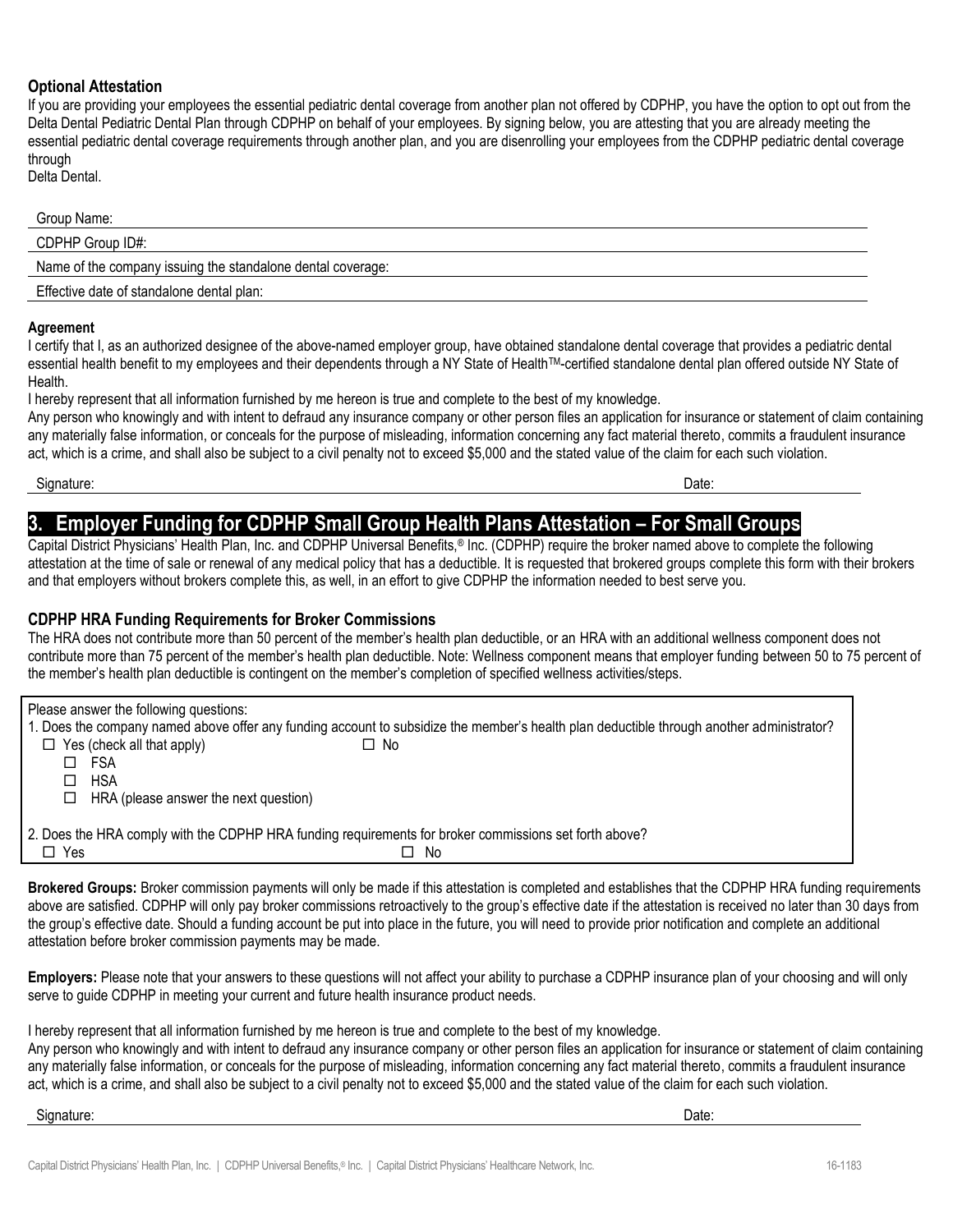### Optional Attestation

If you are providing your employees the essential pediatric dental coverage from another plan not offered by CDPHP, you have the option to opt out from the Delta Dental Pediatric Dental Plan through CDPHP on behalf of your employees. By signing below, you are attesting that you are already meeting the essential pediatric dental coverage requirements through another plan, and you are disenrolling your employees from the CDPHP pediatric dental coverage through
Delta Dental.

Group Name:

CDPHP Group ID#:

Name of the company issuing the standalone dental coverage:

Effective date of standalone dental plan:

**Agreement**

I certify that I, as an authorized designee of the above-named employer group, have obtained standalone dental coverage that provides a pediatric dental essential health benefit to my employees and their dependents through a NY State of Health™-certified standalone dental plan offered outside NY State of Health.

I hereby represent that all information furnished by me hereon is true and complete to the best of my knowledge.

Any person who knowingly and with intent to defraud any insurance company or other person files an application for insurance or statement of claim containing any materially false information, or conceals for the purpose of misleading, information concerning any fact material thereto, commits a fraudulent insurance act, which is a crime, and shall also be subject to a civil penalty not to exceed $5,000 and the stated value of the claim for each such violation.

Signature: Date:

## 3. Employer Funding for CDPHP Small Group Health Plans Attestation – For Small Groups

Capital District Physicians' Health Plan, Inc. and CDPHP Universal Benefits,® Inc. (CDPHP) require the broker named above to complete the following attestation at the time of sale or renewal of any medical policy that has a deductible. It is requested that brokered groups complete this form with their brokers and that employers without brokers complete this, as well, in an effort to give CDPHP the information needed to best serve you.

### CDPHP HRA Funding Requirements for Broker Commissions

The HRA does not contribute more than 50 percent of the member's health plan deductible, or an HRA with an additional wellness component does not contribute more than 75 percent of the member's health plan deductible. Note: Wellness component means that employer funding between 50 to 75 percent of the member's health plan deductible is contingent on the member's completion of specified wellness activities/steps.

Please answer the following questions:

1. Does the company named above offer any funding account to subsidize the member's health plan deductible through another administrator?
   - ☐ Yes (check all that apply)
     - ☐ FSA
     - ☐ HSA
     - ☐ HRA (please answer the next question)
   - ☐ No

2. Does the HRA comply with the CDPHP HRA funding requirements for broker commissions set forth above?
   - ☐ Yes
   - ☐ No

**Brokered Groups:** Broker commission payments will only be made if this attestation is completed and establishes that the CDPHP HRA funding requirements above are satisfied. CDPHP will only pay broker commissions retroactively to the group's effective date if the attestation is received no later than 30 days from the group's effective date. Should a funding account be put into place in the future, you will need to provide prior notification and complete an additional attestation before broker commission payments may be made.

**Employers:** Please note that your answers to these questions will not affect your ability to purchase a CDPHP insurance plan of your choosing and will only serve to guide CDPHP in meeting your current and future health insurance product needs.

I hereby represent that all information furnished by me hereon is true and complete to the best of my knowledge.

Any person who knowingly and with intent to defraud any insurance company or other person files an application for insurance or statement of claim containing any materially false information, or conceals for the purpose of misleading, information concerning any fact material thereto, commits a fraudulent insurance act, which is a crime, and shall also be subject to a civil penalty not to exceed $5,000 and the stated value of the claim for each such violation.

Signature: Date:

Capital District Physicians' Health Plan, Inc. | CDPHP Universal Benefits,® Inc. | Capital District Physicians' Healthcare Network, Inc. 16-1183